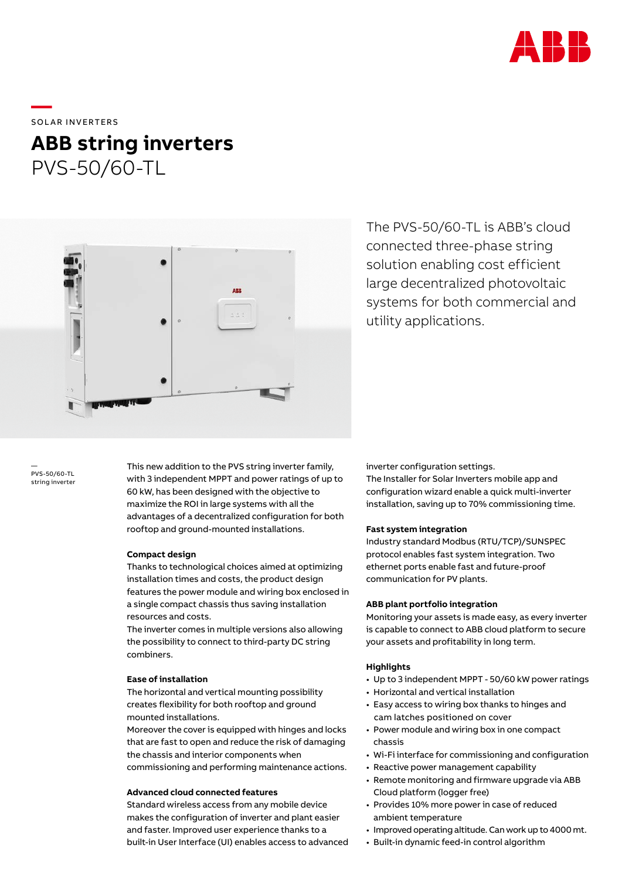SOLAR INVERTERS

# ABB string inverters

PVS-50/60-TL

The PVS-50/60-TL is ABB's cloud connected three-phase string solution enabling cost efficient large decentralized photovoltaic systems for both commercial and utility applications.

—
PVS-50/60-TL string inverter

This new addition to the PVS string inverter family, with 3 independent MPPT and power ratings of up to 60 kW, has been designed with the objective to maximize the ROI in large systems with all the advantages of a decentralized configuration for both rooftop and ground-mounted installations.

**Compact design**

Thanks to technological choices aimed at optimizing installation times and costs, the product design features the power module and wiring box enclosed in a single compact chassis thus saving installation resources and costs.
The inverter comes in multiple versions also allowing the possibility to connect to third-party DC string combiners.

**Ease of installation**

The horizontal and vertical mounting possibility creates flexibility for both rooftop and ground mounted installations.
Moreover the cover is equipped with hinges and locks that are fast to open and reduce the risk of damaging the chassis and interior components when commissioning and performing maintenance actions.

**Advanced cloud connected features**

Standard wireless access from any mobile device makes the configuration of inverter and plant easier and faster. Improved user experience thanks to a built-in User Interface (UI) enables access to advanced inverter configuration settings.
The Installer for Solar Inverters mobile app and configuration wizard enable a quick multi-inverter installation, saving up to 70% commissioning time.

**Fast system integration**

Industry standard Modbus (RTU/TCP)/SUNSPEC protocol enables fast system integration. Two ethernet ports enable fast and future-proof communication for PV plants.

**ABB plant portfolio integration**

Monitoring your assets is made easy, as every inverter is capable to connect to ABB cloud platform to secure your assets and profitability in long term.

**Highlights**

- Up to 3 independent MPPT - 50/60 kW power ratings
- Horizontal and vertical installation
- Easy access to wiring box thanks to hinges and cam latches positioned on cover
- Power module and wiring box in one compact chassis
- Wi-Fi interface for commissioning and configuration
- Reactive power management capability
- Remote monitoring and firmware upgrade via ABB Cloud platform (logger free)
- Provides 10% more power in case of reduced ambient temperature
- Improved operating altitude. Can work up to 4000 mt.
- Built-in dynamic feed-in control algorithm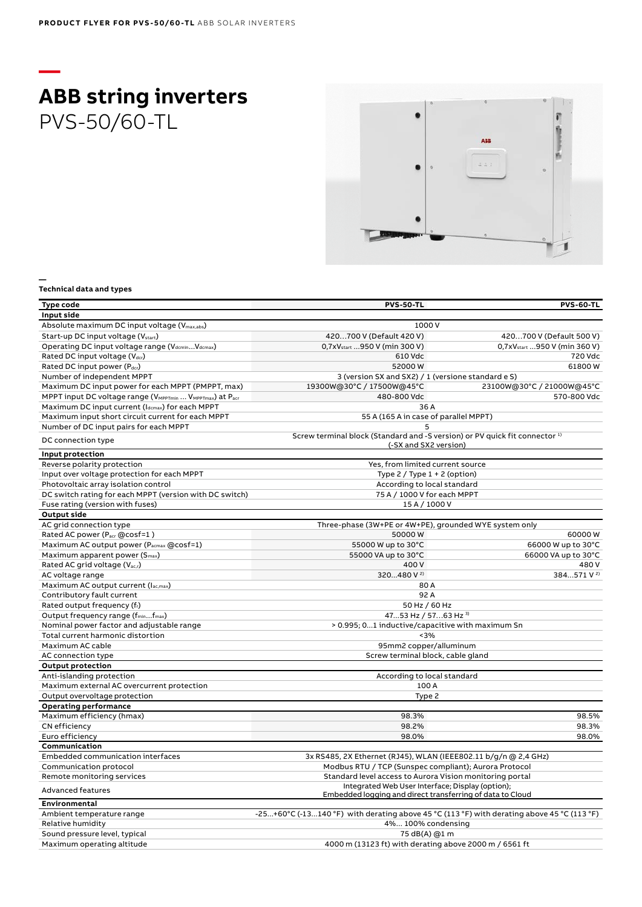# ABB string inverters

PVS-50/60-TL

## Technical data and types

| Type code | PVS-50-TL | PVS-60-TL |
|---|---|---|
| **Input side** | | |
| Absolute maximum DC input voltage ($V_{max,abs}$) | 1000 V | |
| Start-up DC input voltage ($V_{start}$) | 420…700 V (Default 420 V) | 420…700 V (Default 500 V) |
| Operating DC input voltage range ($V_{dcmin}$…$V_{dcmax}$) | 0,7x$V_{start}$ …950 V (min 300 V) | 0,7x$V_{start}$ …950 V (min 360 V) |
| Rated DC input voltage ($V_{dcr}$) | 610 Vdc | 720 Vdc |
| Rated DC input power ($P_{dcr}$) | 52000 W | 61800 W |
| Number of independent MPPT | 3 (version SX and SX2) / 1 (versione standard e S) | |
| Maximum DC input power for each MPPT (PMPPT, max) | 19300W@30°C / 17500W@45°C | 23100W@30°C / 21000W@45°C |
| MPPT input DC voltage range ($V_{MPPTmin}$ … $V_{MPPTmax}$) at $P_{acr}$ | 480-800 Vdc | 570-800 Vdc |
| Maximum DC input current ($I_{dcmax}$) for each MPPT | 36 A | |
| Maximum input short circuit current for each MPPT | 55 A (165 A in case of parallel MPPT) | |
| Number of DC input pairs for each MPPT | 5 | |
| DC connection type | Screw terminal block (Standard and -S version) or PV quick fit connector [1] (-SX and SX2 version) | |
| **Input protection** | | |
| Reverse polarity protection | Yes, from limited current source | |
| Input over voltage protection for each MPPT | Type 2 / Type 1 + 2 (option) | |
| Photovoltaic array isolation control | According to local standard | |
| DC switch rating for each MPPT (version with DC switch) | 75 A / 1000 V for each MPPT | |
| Fuse rating (version with fuses) | 15 A / 1000 V | |
| **Output side** | | |
| AC grid connection type | Three-phase (3W+PE or 4W+PE), grounded WYE system only | |
| Rated AC power ($P_{acr}$ @cosf=1 ) | 50000 W | 60000 W |
| Maximum AC output power ($P_{acmax}$ @cosf=1) | 55000 W up to 30°C | 66000 W up to 30°C |
| Maximum apparent power ($S_{max}$) | 55000 VA up to 30°C | 66000 VA up to 30°C |
| Rated AC grid voltage ($V_{ac,r}$) | 400 V | 480 V |
| AC voltage range | 320…480 V [2] | 384…571 V [2] |
| Maximum AC output current ($I_{ac,max}$) | 80 A | |
| Contributory fault current | 92 A | |
| Rated output frequency ($f_r$) | 50 Hz / 60 Hz | |
| Output frequency range ($f_{min}$…$f_{max}$) | 47…53 Hz / 57…63 Hz [3] | |
| Nominal power factor and adjustable range | > 0.995; 0…1 inductive/capacitive with maximum Sn | |
| Total current harmonic distortion | <3% | |
| Maximum AC cable | 95mm2 copper/alluminum | |
| AC connection type | Screw terminal block, cable gland | |
| **Output protection** | | |
| Anti-islanding protection | According to local standard | |
| Maximum external AC overcurrent protection | 100 A | |
| Output overvoltage protection | Type 2 | |
| **Operating performance** | | |
| Maximum efficiency (hmax) | 98.3% | 98.5% |
| CN efficiency | 98.2% | 98.3% |
| Euro efficiency | 98.0% | 98.0% |
| **Communication** | | |
| Embedded communication interfaces | 3x RS485, 2X Ethernet (RJ45), WLAN (IEEE802.11 b/g/n @ 2,4 GHz) | |
| Communication protocol | Modbus RTU / TCP (Sunspec compliant); Aurora Protocol | |
| Remote monitoring services | Standard level access to Aurora Vision monitoring portal | |
| Advanced features | Integrated Web User Interface; Display (option); Embedded logging and direct transferring of data to Cloud | |
| **Environmental** | | |
| Ambient temperature range | -25...+60°C (-13...140 °F) with derating above 45 °C (113 °F) with derating above 45 °C (113 °F) | |
| Relative humidity | 4%... 100% condensing | |
| Sound pressure level, typical | 75 dB(A) @1 m | |
| Maximum operating altitude | 4000 m (13123 ft) with derating above 2000 m / 6561 ft | |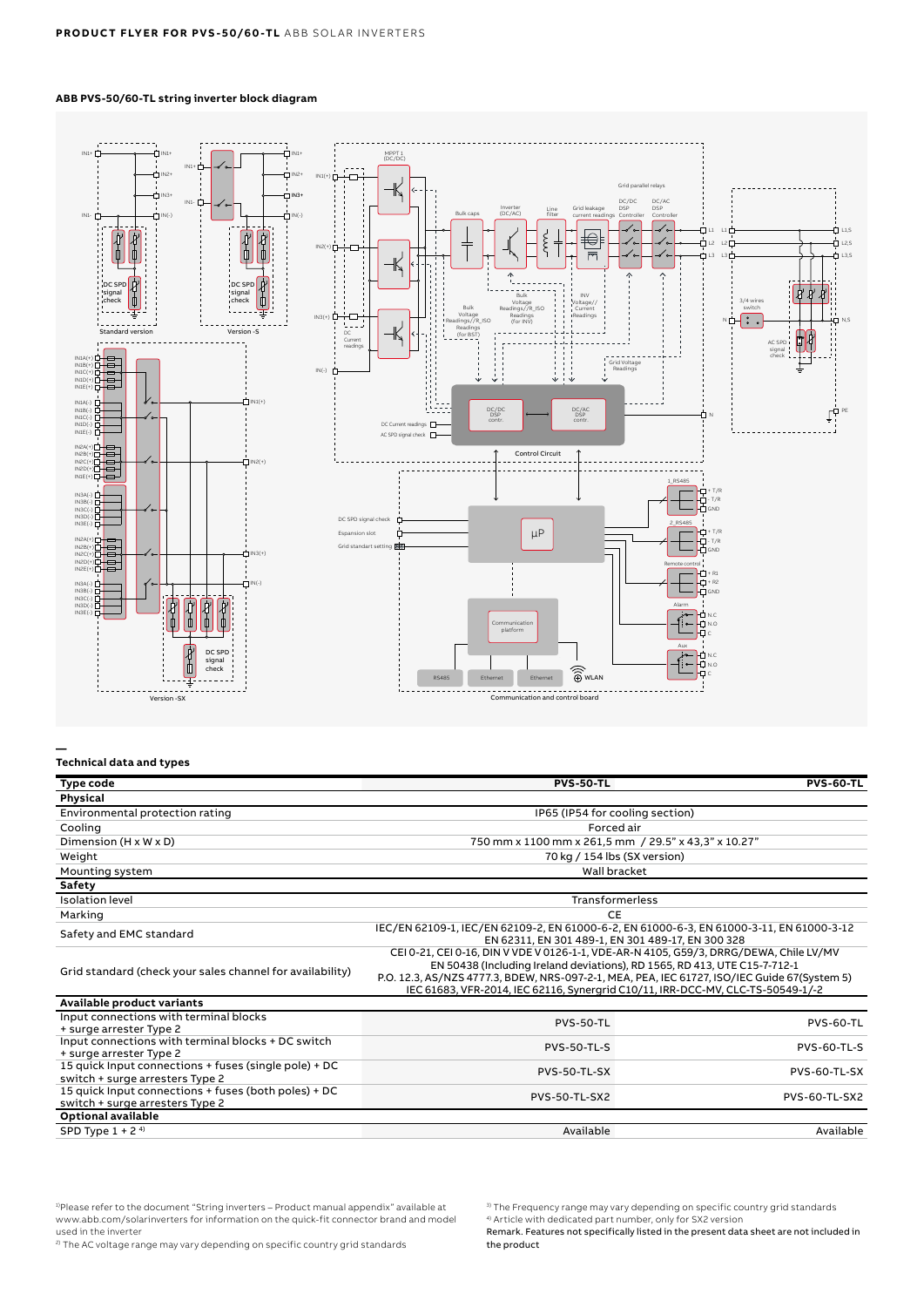## ABB PVS-50/60-TL string inverter block diagram

Standard version

Version -S

Version -SX

Control Circuit

Communication and control board

## Technical data and types

| Type code | PVS-50-TL | PVS-60-TL |
|---|---|---|
| **Physical** | | |
| Environmental protection rating | IP65 (IP54 for cooling section) | |
| Cooling | Forced air | |
| Dimension (H x W x D) | 750 mm x 1100 mm x 261,5 mm / 29.5" x 43,3" x 10.27" | |
| Weight | 70 kg / 154 lbs (SX version) | |
| Mounting system | Wall bracket | |
| **Safety** | | |
| Isolation level | Transformerless | |
| Marking | CE | |
| Safety and EMC standard | IEC/EN 62109-1, IEC/EN 62109-2, EN 61000-6-2, EN 61000-6-3, EN 61000-3-11, EN 61000-3-12 EN 62311, EN 301 489-1, EN 301 489-17, EN 300 328 | |
| Grid standard (check your sales channel for availability) | CEI 0-21, CEI 0-16, DIN V VDE V 0126-1-1, VDE-AR-N 4105, G59/3, DRRG/DEWA, Chile LV/MV EN 50438 (Including Ireland deviations), RD 1565, RD 413, UTE C15-7-712-1 P.O. 12.3, AS/NZS 4777.3, BDEW, NRS-097-2-1, MEA, PEA, IEC 61727, ISO/IEC Guide 67(System 5) IEC 61683, VFR-2014, IEC 62116, Synergrid C10/11, IRR-DCC-MV, CLC-TS-50549-1/-2 | |
| **Available product variants** | | |
| Input connections with terminal blocks + surge arrester Type 2 | PVS-50-TL | PVS-60-TL |
| Input connections with terminal blocks + DC switch + surge arrester Type 2 | PVS-50-TL-S | PVS-60-TL-S |
| 15 quick Input connections + fuses (single pole) + DC switch + surge arresters Type 2 | PVS-50-TL-SX | PVS-60-TL-SX |
| 15 quick Input connections + fuses (both poles) + DC switch + surge arresters Type 2 | PVS-50-TL-SX2 | PVS-60-TL-SX2 |
| **Optional available** | | |
| SPD Type 1 + 2 [4] | Available | Available |

[1] Please refer to the document "String inverters – Product manual appendix" available at www.abb.com/solarinverters for information on the quick-fit connector brand and model used in the inverter

[2] The AC voltage range may vary depending on specific country grid standards

[3] The Frequency range may vary depending on specific country grid standards

[4] Article with dedicated part number, only for SX2 version

Remark. Features not specifically listed in the present data sheet are not included in the product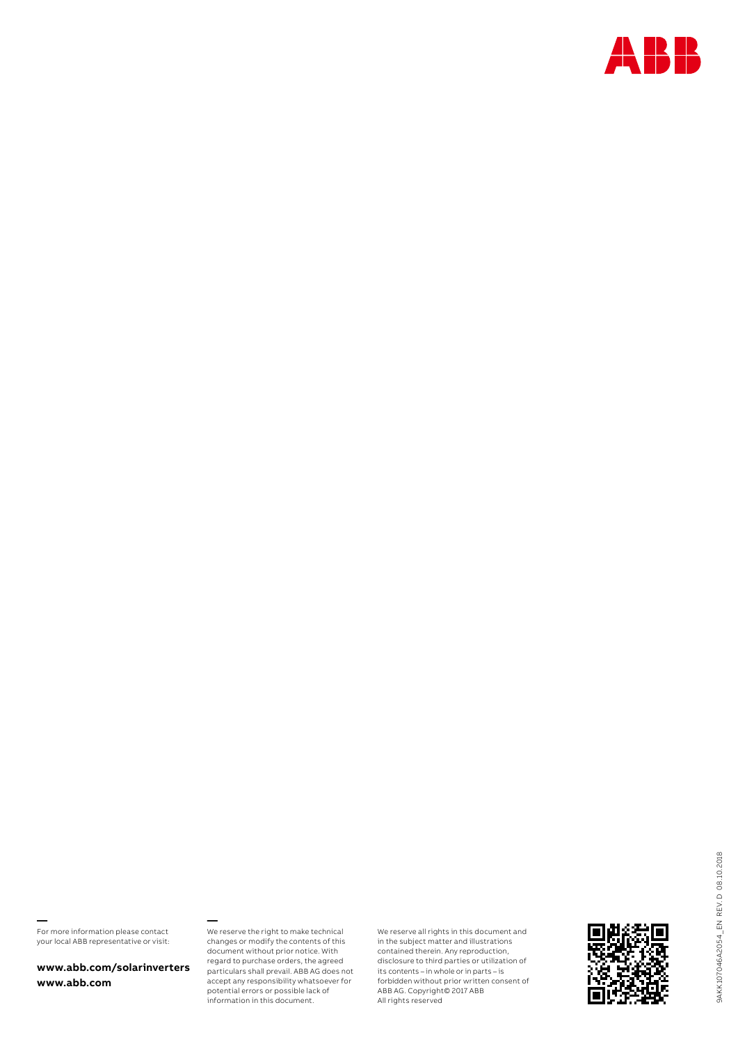For more information please contact your local ABB representative or visit:

**www.abb.com/solarinverters**
**www.abb.com**

We reserve the right to make technical changes or modify the contents of this document without prior notice. With regard to purchase orders, the agreed particulars shall prevail. ABB AG does not accept any responsibility whatsoever for potential errors or possible lack of information in this document.

We reserve all rights in this document and in the subject matter and illustrations contained therein. Any reproduction, disclosure to third parties or utilization of its contents – in whole or in parts – is forbidden without prior written consent of ABB AG. Copyright© 2017 ABB
All rights reserved

9AKK107046A2054_EN REV. D 08.10.2018